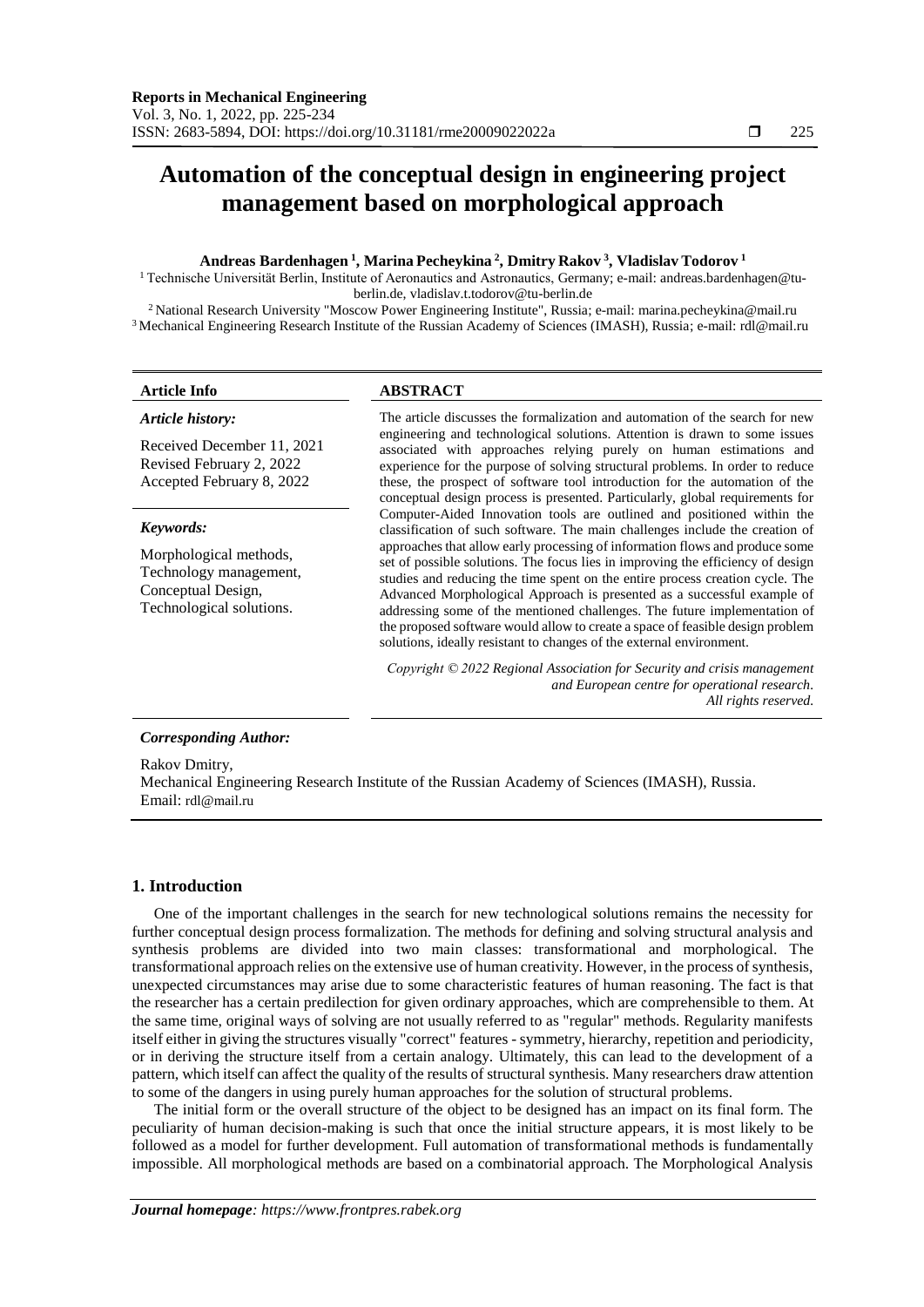# Automation of the conceptual design in engineering project management based on morphological approach

**Andreas Bardenhagen [1], Marina Pecheykina [2], Dmitry Rakov [3], Vladislav Todorov [1]**

[1] Technische Universität Berlin, Institute of Aeronautics and Astronautics, Germany; e-mail: andreas.bardenhagen@tu-berlin.de, vladislav.t.todorov@tu-berlin.de

[2] National Research University "Moscow Power Engineering Institute", Russia; e-mail: marina.pecheykina@mail.ru

[3] Mechanical Engineering Research Institute of the Russian Academy of Sciences (IMASH), Russia; e-mail: rdl@mail.ru

**Article Info**

*Article history:*

Received December 11, 2021
Revised February 2, 2022
Accepted February 8, 2022

*Keywords:*

Morphological methods,
Technology management,
Conceptual Design,
Technological solutions.

**ABSTRACT**

The article discusses the formalization and automation of the search for new engineering and technological solutions. Attention is drawn to some issues associated with approaches relying purely on human estimations and experience for the purpose of solving structural problems. In order to reduce these, the prospect of software tool introduction for the automation of the conceptual design process is presented. Particularly, global requirements for Computer-Aided Innovation tools are outlined and positioned within the classification of such software. The main challenges include the creation of approaches that allow early processing of information flows and produce some set of possible solutions. The focus lies in improving the efficiency of design studies and reducing the time spent on the entire process creation cycle. The Advanced Morphological Approach is presented as a successful example of addressing some of the mentioned challenges. The future implementation of the proposed software would allow to create a space of feasible design problem solutions, ideally resistant to changes of the external environment.

*Copyright © 2022 Regional Association for Security and crisis management and European centre for operational research. All rights reserved.*

*Corresponding Author:*

Rakov Dmitry,
Mechanical Engineering Research Institute of the Russian Academy of Sciences (IMASH), Russia.
Email: rdl@mail.ru

## 1. Introduction

One of the important challenges in the search for new technological solutions remains the necessity for further conceptual design process formalization. The methods for defining and solving structural analysis and synthesis problems are divided into two main classes: transformational and morphological. The transformational approach relies on the extensive use of human creativity. However, in the process of synthesis, unexpected circumstances may arise due to some characteristic features of human reasoning. The fact is that the researcher has a certain predilection for given ordinary approaches, which are comprehensible to them. At the same time, original ways of solving are not usually referred to as "regular" methods. Regularity manifests itself either in giving the structures visually "correct" features - symmetry, hierarchy, repetition and periodicity, or in deriving the structure itself from a certain analogy. Ultimately, this can lead to the development of a pattern, which itself can affect the quality of the results of structural synthesis. Many researchers draw attention to some of the dangers in using purely human approaches for the solution of structural problems.

The initial form or the overall structure of the object to be designed has an impact on its final form. The peculiarity of human decision-making is such that once the initial structure appears, it is most likely to be followed as a model for further development. Full automation of transformational methods is fundamentally impossible. All morphological methods are based on a combinatorial approach. The Morphological Analysis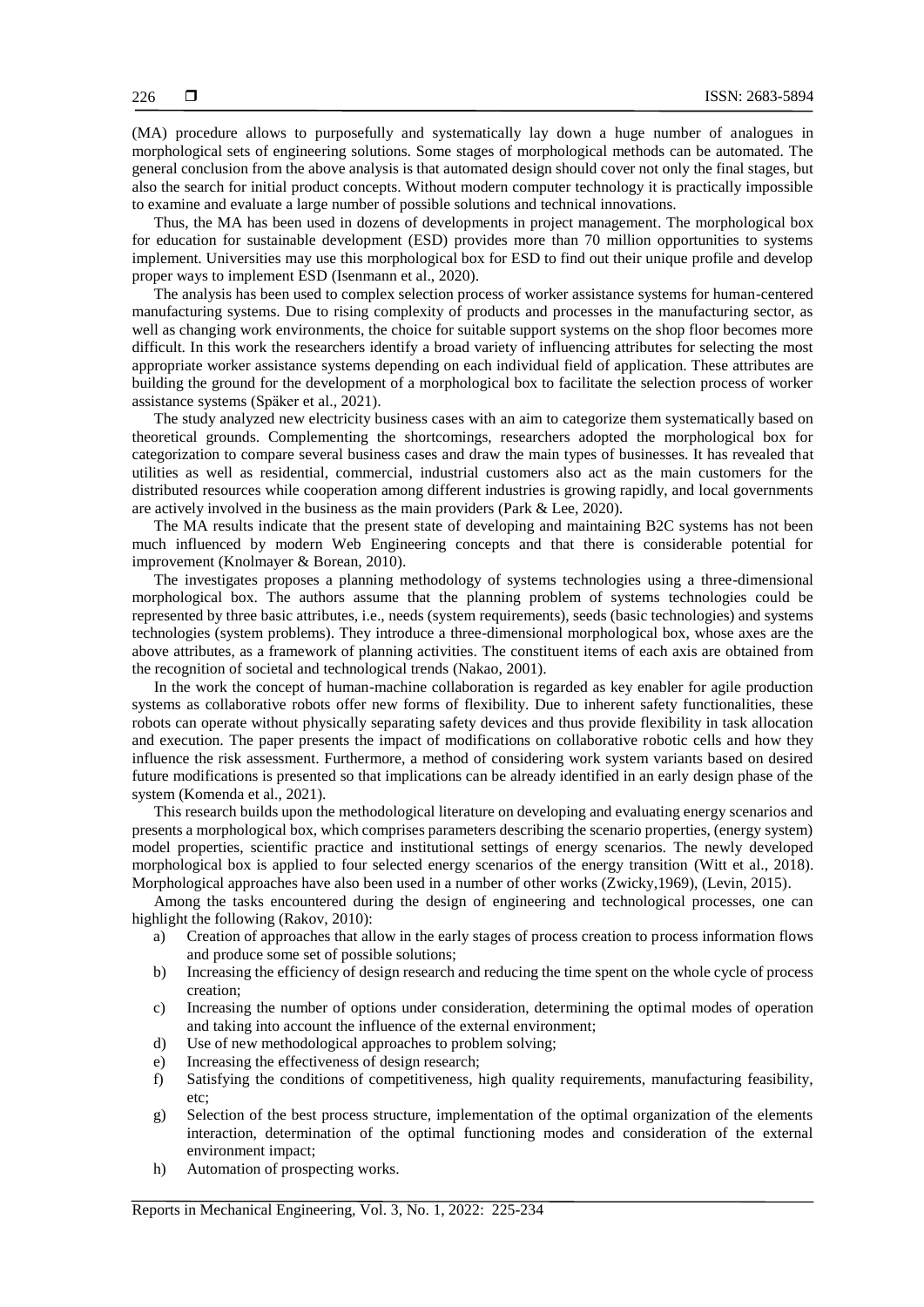(MA) procedure allows to purposefully and systematically lay down a huge number of analogues in morphological sets of engineering solutions. Some stages of morphological methods can be automated. The general conclusion from the above analysis is that automated design should cover not only the final stages, but also the search for initial product concepts. Without modern computer technology it is practically impossible to examine and evaluate a large number of possible solutions and technical innovations.

Thus, the MA has been used in dozens of developments in project management. The morphological box for education for sustainable development (ESD) provides more than 70 million opportunities to systems implement. Universities may use this morphological box for ESD to find out their unique profile and develop proper ways to implement ESD (Isenmann et al., 2020).

The analysis has been used to complex selection process of worker assistance systems for human-centered manufacturing systems. Due to rising complexity of products and processes in the manufacturing sector, as well as changing work environments, the choice for suitable support systems on the shop floor becomes more difficult. In this work the researchers identify a broad variety of influencing attributes for selecting the most appropriate worker assistance systems depending on each individual field of application. These attributes are building the ground for the development of a morphological box to facilitate the selection process of worker assistance systems (Späker et al., 2021).

The study analyzed new electricity business cases with an aim to categorize them systematically based on theoretical grounds. Complementing the shortcomings, researchers adopted the morphological box for categorization to compare several business cases and draw the main types of businesses. It has revealed that utilities as well as residential, commercial, industrial customers also act as the main customers for the distributed resources while cooperation among different industries is growing rapidly, and local governments are actively involved in the business as the main providers (Park & Lee, 2020).

The MA results indicate that the present state of developing and maintaining B2C systems has not been much influenced by modern Web Engineering concepts and that there is considerable potential for improvement (Knolmayer & Borean, 2010).

The investigates proposes a planning methodology of systems technologies using a three-dimensional morphological box. The authors assume that the planning problem of systems technologies could be represented by three basic attributes, i.e., needs (system requirements), seeds (basic technologies) and systems technologies (system problems). They introduce a three-dimensional morphological box, whose axes are the above attributes, as a framework of planning activities. The constituent items of each axis are obtained from the recognition of societal and technological trends (Nakao, 2001).

In the work the concept of human-machine collaboration is regarded as key enabler for agile production systems as collaborative robots offer new forms of flexibility. Due to inherent safety functionalities, these robots can operate without physically separating safety devices and thus provide flexibility in task allocation and execution. The paper presents the impact of modifications on collaborative robotic cells and how they influence the risk assessment. Furthermore, a method of considering work system variants based on desired future modifications is presented so that implications can be already identified in an early design phase of the system (Komenda et al., 2021).

This research builds upon the methodological literature on developing and evaluating energy scenarios and presents a morphological box, which comprises parameters describing the scenario properties, (energy system) model properties, scientific practice and institutional settings of energy scenarios. The newly developed morphological box is applied to four selected energy scenarios of the energy transition (Witt et al., 2018). Morphological approaches have also been used in a number of other works (Zwicky,1969), (Levin, 2015).

Among the tasks encountered during the design of engineering and technological processes, one can highlight the following (Rakov, 2010):

a) Creation of approaches that allow in the early stages of process creation to process information flows and produce some set of possible solutions;
b) Increasing the efficiency of design research and reducing the time spent on the whole cycle of process creation;
c) Increasing the number of options under consideration, determining the optimal modes of operation and taking into account the influence of the external environment;
d) Use of new methodological approaches to problem solving;
e) Increasing the effectiveness of design research;
f) Satisfying the conditions of competitiveness, high quality requirements, manufacturing feasibility, etc;
g) Selection of the best process structure, implementation of the optimal organization of the elements interaction, determination of the optimal functioning modes and consideration of the external environment impact;
h) Automation of prospecting works.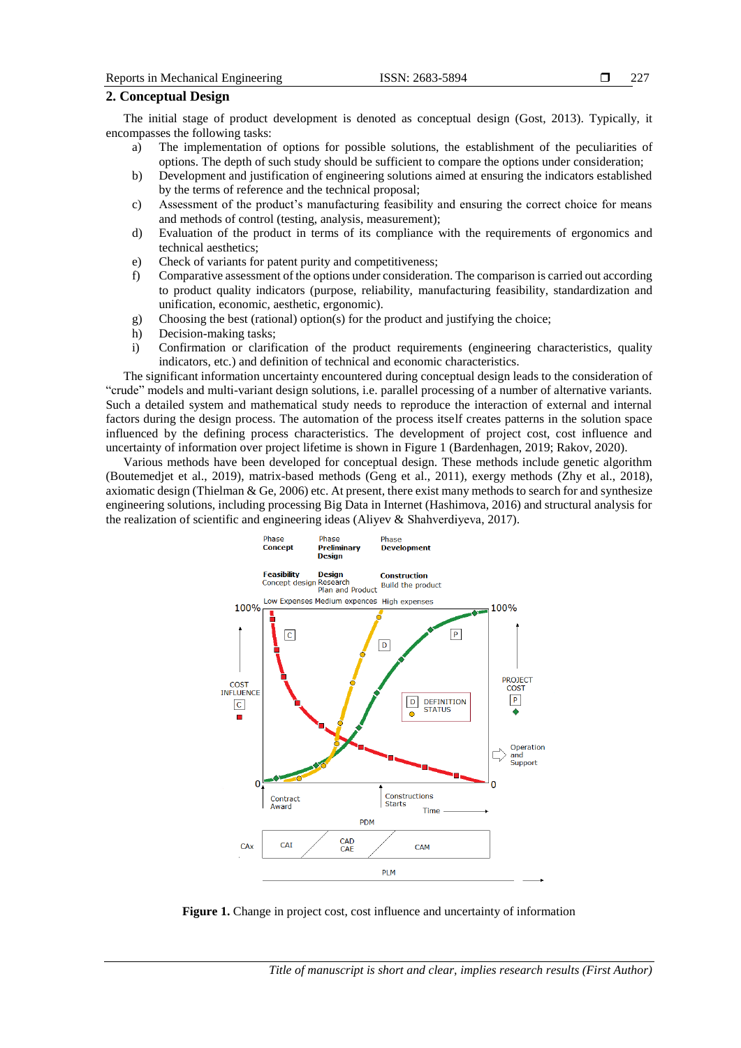## 2. Conceptual Design

The initial stage of product development is denoted as conceptual design (Gost, 2013). Typically, it encompasses the following tasks:

a) The implementation of options for possible solutions, the establishment of the peculiarities of options. The depth of such study should be sufficient to compare the options under consideration;
b) Development and justification of engineering solutions aimed at ensuring the indicators established by the terms of reference and the technical proposal;
c) Assessment of the product's manufacturing feasibility and ensuring the correct choice for means and methods of control (testing, analysis, measurement);
d) Evaluation of the product in terms of its compliance with the requirements of ergonomics and technical aesthetics;
e) Check of variants for patent purity and competitiveness;
f) Comparative assessment of the options under consideration. The comparison is carried out according to product quality indicators (purpose, reliability, manufacturing feasibility, standardization and unification, economic, aesthetic, ergonomic).
g) Choosing the best (rational) option(s) for the product and justifying the choice;
h) Decision-making tasks;
i) Confirmation or clarification of the product requirements (engineering characteristics, quality indicators, etc.) and definition of technical and economic characteristics.

The significant information uncertainty encountered during conceptual design leads to the consideration of "crude" models and multi-variant design solutions, i.e. parallel processing of a number of alternative variants. Such a detailed system and mathematical study needs to reproduce the interaction of external and internal factors during the design process. The automation of the process itself creates patterns in the solution space influenced by the defining process characteristics. The development of project cost, cost influence and uncertainty of information over project lifetime is shown in Figure 1 (Bardenhagen, 2019; Rakov, 2020).

Various methods have been developed for conceptual design. These methods include genetic algorithm (Boutemedjet et al., 2019), matrix-based methods (Geng et al., 2011), exergy methods (Zhy et al., 2018), axiomatic design (Thielman & Ge, 2006) etc. At present, there exist many methods to search for and synthesize engineering solutions, including processing Big Data in Internet (Hashimova, 2016) and structural analysis for the realization of scientific and engineering ideas (Aliyev & Shahverdiyeva, 2017).

**Figure 1.** Change in project cost, cost influence and uncertainty of information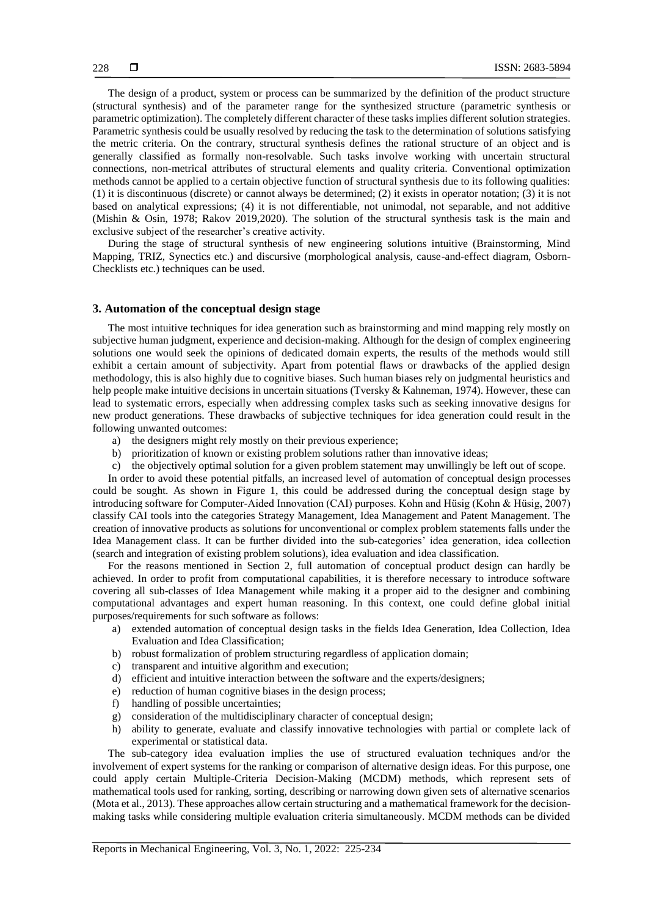The design of a product, system or process can be summarized by the definition of the product structure (structural synthesis) and of the parameter range for the synthesized structure (parametric synthesis or parametric optimization). The completely different character of these tasks implies different solution strategies. Parametric synthesis could be usually resolved by reducing the task to the determination of solutions satisfying the metric criteria. On the contrary, structural synthesis defines the rational structure of an object and is generally classified as formally non-resolvable. Such tasks involve working with uncertain structural connections, non-metrical attributes of structural elements and quality criteria. Conventional optimization methods cannot be applied to a certain objective function of structural synthesis due to its following qualities: (1) it is discontinuous (discrete) or cannot always be determined; (2) it exists in operator notation; (3) it is not based on analytical expressions; (4) it is not differentiable, not unimodal, not separable, and not additive (Mishin & Osin, 1978; Rakov 2019,2020). The solution of the structural synthesis task is the main and exclusive subject of the researcher's creative activity.

During the stage of structural synthesis of new engineering solutions intuitive (Brainstorming, Mind Mapping, TRIZ, Synectics etc.) and discursive (morphological analysis, cause-and-effect diagram, Osborn-Checklists etc.) techniques can be used.

## 3. Automation of the conceptual design stage

The most intuitive techniques for idea generation such as brainstorming and mind mapping rely mostly on subjective human judgment, experience and decision-making. Although for the design of complex engineering solutions one would seek the opinions of dedicated domain experts, the results of the methods would still exhibit a certain amount of subjectivity. Apart from potential flaws or drawbacks of the applied design methodology, this is also highly due to cognitive biases. Such human biases rely on judgmental heuristics and help people make intuitive decisions in uncertain situations (Tversky & Kahneman, 1974). However, these can lead to systematic errors, especially when addressing complex tasks such as seeking innovative designs for new product generations. These drawbacks of subjective techniques for idea generation could result in the following unwanted outcomes:

a) the designers might rely mostly on their previous experience;
b) prioritization of known or existing problem solutions rather than innovative ideas;
c) the objectively optimal solution for a given problem statement may unwillingly be left out of scope.

In order to avoid these potential pitfalls, an increased level of automation of conceptual design processes could be sought. As shown in Figure 1, this could be addressed during the conceptual design stage by introducing software for Computer-Aided Innovation (CAI) purposes. Kohn and Hüsig (Kohn & Hüsig, 2007) classify CAI tools into the categories Strategy Management, Idea Management and Patent Management. The creation of innovative products as solutions for unconventional or complex problem statements falls under the Idea Management class. It can be further divided into the sub-categories' idea generation, idea collection (search and integration of existing problem solutions), idea evaluation and idea classification.

For the reasons mentioned in Section 2, full automation of conceptual product design can hardly be achieved. In order to profit from computational capabilities, it is therefore necessary to introduce software covering all sub-classes of Idea Management while making it a proper aid to the designer and combining computational advantages and expert human reasoning. In this context, one could define global initial purposes/requirements for such software as follows:

a) extended automation of conceptual design tasks in the fields Idea Generation, Idea Collection, Idea Evaluation and Idea Classification;
b) robust formalization of problem structuring regardless of application domain;
c) transparent and intuitive algorithm and execution;
d) efficient and intuitive interaction between the software and the experts/designers;
e) reduction of human cognitive biases in the design process;
f) handling of possible uncertainties;
g) consideration of the multidisciplinary character of conceptual design;
h) ability to generate, evaluate and classify innovative technologies with partial or complete lack of experimental or statistical data.

The sub-category idea evaluation implies the use of structured evaluation techniques and/or the involvement of expert systems for the ranking or comparison of alternative design ideas. For this purpose, one could apply certain Multiple-Criteria Decision-Making (MCDM) methods, which represent sets of mathematical tools used for ranking, sorting, describing or narrowing down given sets of alternative scenarios (Mota et al., 2013). These approaches allow certain structuring and a mathematical framework for the decision-making tasks while considering multiple evaluation criteria simultaneously. MCDM methods can be divided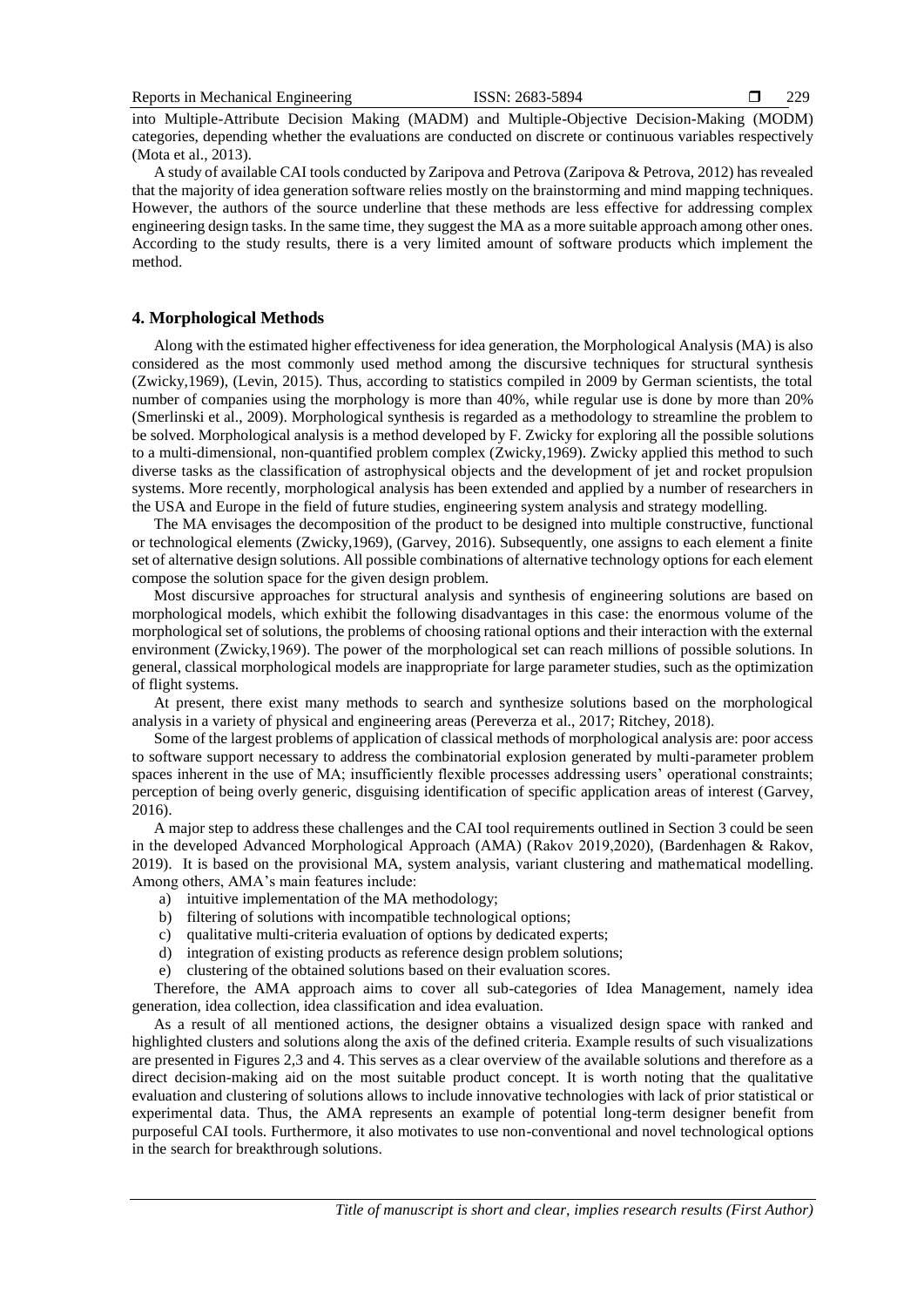into Multiple-Attribute Decision Making (MADM) and Multiple-Objective Decision-Making (MODM) categories, depending whether the evaluations are conducted on discrete or continuous variables respectively (Mota et al., 2013).

A study of available CAI tools conducted by Zaripova and Petrova (Zaripova & Petrova, 2012) has revealed that the majority of idea generation software relies mostly on the brainstorming and mind mapping techniques. However, the authors of the source underline that these methods are less effective for addressing complex engineering design tasks. In the same time, they suggest the MA as a more suitable approach among other ones. According to the study results, there is a very limited amount of software products which implement the method.

## 4. Morphological Methods

Along with the estimated higher effectiveness for idea generation, the Morphological Analysis (MA) is also considered as the most commonly used method among the discursive techniques for structural synthesis (Zwicky,1969), (Levin, 2015). Thus, according to statistics compiled in 2009 by German scientists, the total number of companies using the morphology is more than 40%, while regular use is done by more than 20% (Smerlinski et al., 2009). Morphological synthesis is regarded as a methodology to streamline the problem to be solved. Morphological analysis is a method developed by F. Zwicky for exploring all the possible solutions to a multi-dimensional, non-quantified problem complex (Zwicky,1969). Zwicky applied this method to such diverse tasks as the classification of astrophysical objects and the development of jet and rocket propulsion systems. More recently, morphological analysis has been extended and applied by a number of researchers in the USA and Europe in the field of future studies, engineering system analysis and strategy modelling.

The MA envisages the decomposition of the product to be designed into multiple constructive, functional or technological elements (Zwicky,1969), (Garvey, 2016). Subsequently, one assigns to each element a finite set of alternative design solutions. All possible combinations of alternative technology options for each element compose the solution space for the given design problem.

Most discursive approaches for structural analysis and synthesis of engineering solutions are based on morphological models, which exhibit the following disadvantages in this case: the enormous volume of the morphological set of solutions, the problems of choosing rational options and their interaction with the external environment (Zwicky,1969). The power of the morphological set can reach millions of possible solutions. In general, classical morphological models are inappropriate for large parameter studies, such as the optimization of flight systems.

At present, there exist many methods to search and synthesize solutions based on the morphological analysis in a variety of physical and engineering areas (Pereverza et al., 2017; Ritchey, 2018).

Some of the largest problems of application of classical methods of morphological analysis are: poor access to software support necessary to address the combinatorial explosion generated by multi-parameter problem spaces inherent in the use of MA; insufficiently flexible processes addressing users' operational constraints; perception of being overly generic, disguising identification of specific application areas of interest (Garvey, 2016).

A major step to address these challenges and the CAI tool requirements outlined in Section 3 could be seen in the developed Advanced Morphological Approach (AMA) (Rakov 2019,2020), (Bardenhagen & Rakov, 2019). It is based on the provisional MA, system analysis, variant clustering and mathematical modelling. Among others, AMA's main features include:

a) intuitive implementation of the MA methodology;
b) filtering of solutions with incompatible technological options;
c) qualitative multi-criteria evaluation of options by dedicated experts;
d) integration of existing products as reference design problem solutions;
e) clustering of the obtained solutions based on their evaluation scores.

Therefore, the AMA approach aims to cover all sub-categories of Idea Management, namely idea generation, idea collection, idea classification and idea evaluation.

As a result of all mentioned actions, the designer obtains a visualized design space with ranked and highlighted clusters and solutions along the axis of the defined criteria. Example results of such visualizations are presented in Figures 2,3 and 4. This serves as a clear overview of the available solutions and therefore as a direct decision-making aid on the most suitable product concept. It is worth noting that the qualitative evaluation and clustering of solutions allows to include innovative technologies with lack of prior statistical or experimental data. Thus, the AMA represents an example of potential long-term designer benefit from purposeful CAI tools. Furthermore, it also motivates to use non-conventional and novel technological options in the search for breakthrough solutions.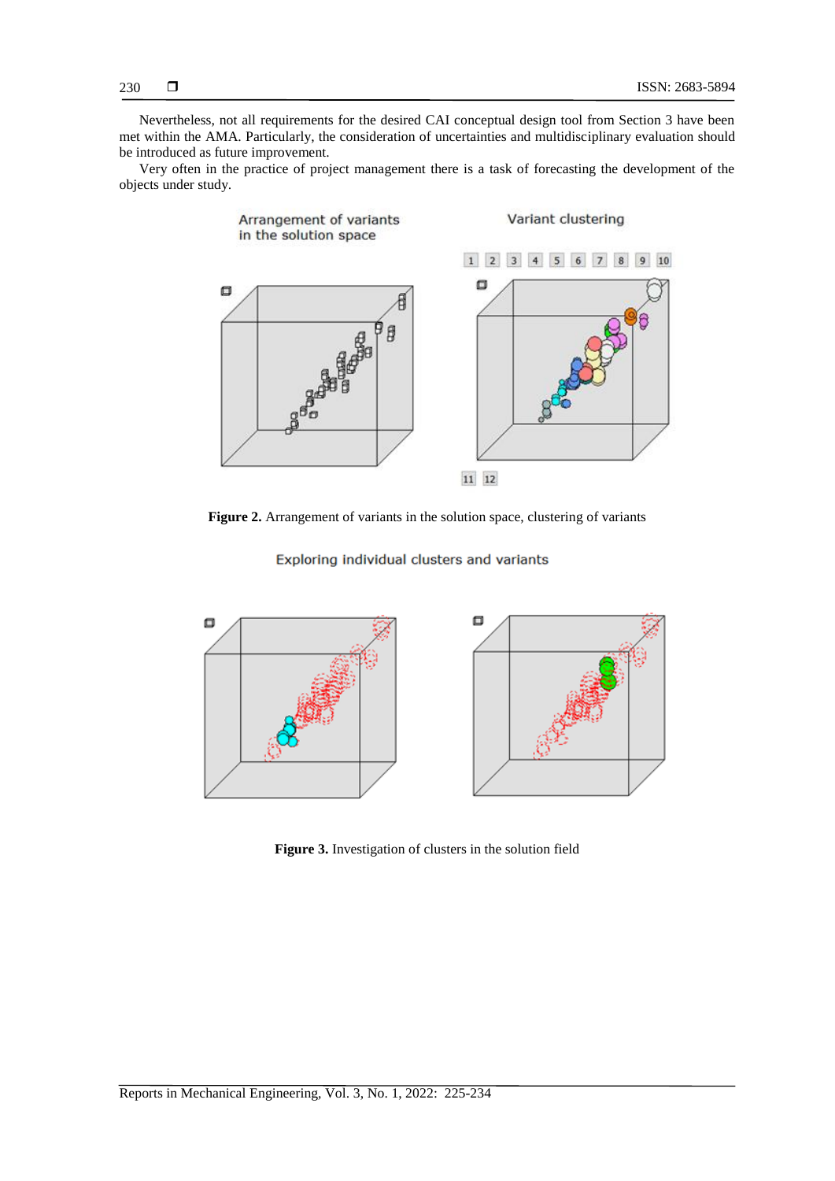Nevertheless, not all requirements for the desired CAI conceptual design tool from Section 3 have been met within the AMA. Particularly, the consideration of uncertainties and multidisciplinary evaluation should be introduced as future improvement.

Very often in the practice of project management there is a task of forecasting the development of the objects under study.

**Figure 2.** Arrangement of variants in the solution space, clustering of variants

**Figure 3.** Investigation of clusters in the solution field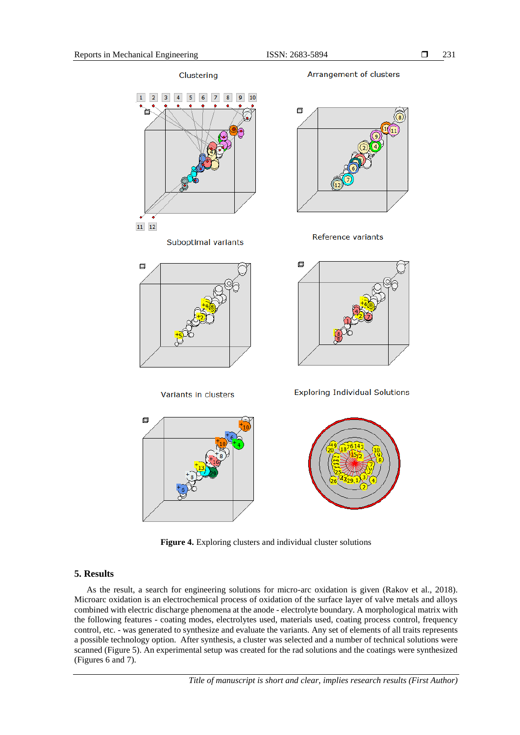Figure 4. Exploring clusters and individual cluster solutions

## 5. Results

As the result, a search for engineering solutions for micro-arc oxidation is given (Rakov et al., 2018). Microarc oxidation is an electrochemical process of oxidation of the surface layer of valve metals and alloys combined with electric discharge phenomena at the anode - electrolyte boundary. A morphological matrix with the following features - coating modes, electrolytes used, materials used, coating process control, frequency control, etc. - was generated to synthesize and evaluate the variants. Any set of elements of all traits represents a possible technology option. After synthesis, a cluster was selected and a number of technical solutions were scanned (Figure 5). An experimental setup was created for the rad solutions and the coatings were synthesized (Figures 6 and 7).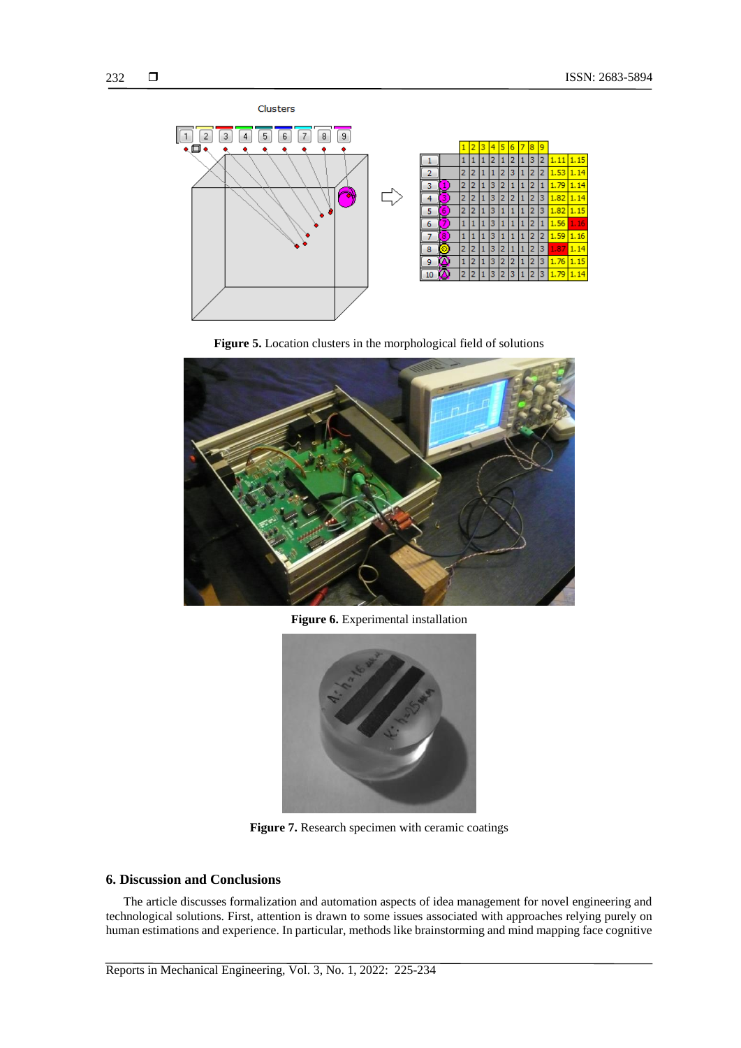Figure 5. Location clusters in the morphological field of solutions

Figure 6. Experimental installation

Figure 7. Research specimen with ceramic coatings

## 6. Discussion and Conclusions

The article discusses formalization and automation aspects of idea management for novel engineering and technological solutions. First, attention is drawn to some issues associated with approaches relying purely on human estimations and experience. In particular, methods like brainstorming and mind mapping face cognitive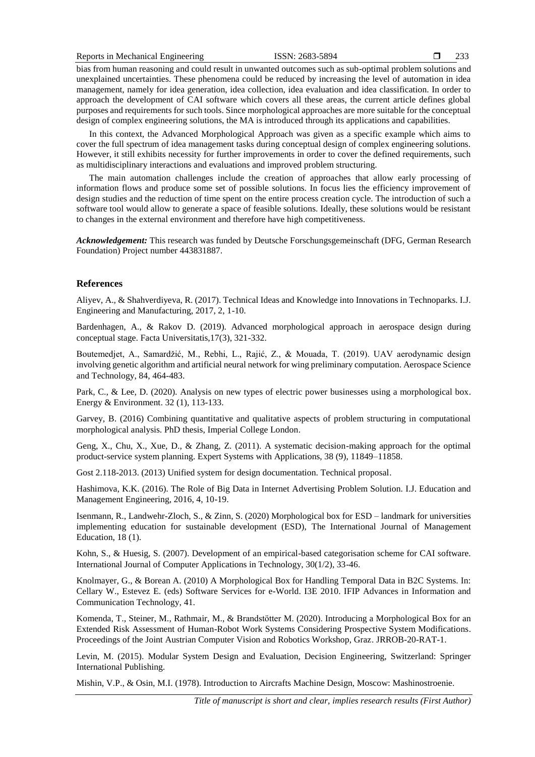bias from human reasoning and could result in unwanted outcomes such as sub-optimal problem solutions and unexplained uncertainties. These phenomena could be reduced by increasing the level of automation in idea management, namely for idea generation, idea collection, idea evaluation and idea classification. In order to approach the development of CAI software which covers all these areas, the current article defines global purposes and requirements for such tools. Since morphological approaches are more suitable for the conceptual design of complex engineering solutions, the MA is introduced through its applications and capabilities.

In this context, the Advanced Morphological Approach was given as a specific example which aims to cover the full spectrum of idea management tasks during conceptual design of complex engineering solutions. However, it still exhibits necessity for further improvements in order to cover the defined requirements, such as multidisciplinary interactions and evaluations and improved problem structuring.

The main automation challenges include the creation of approaches that allow early processing of information flows and produce some set of possible solutions. In focus lies the efficiency improvement of design studies and the reduction of time spent on the entire process creation cycle. The introduction of such a software tool would allow to generate a space of feasible solutions. Ideally, these solutions would be resistant to changes in the external environment and therefore have high competitiveness.

***Acknowledgement:*** This research was funded by Deutsche Forschungsgemeinschaft (DFG, German Research Foundation) Project number 443831887.

## References

Aliyev, A., & Shahverdiyeva, R. (2017). Technical Ideas and Knowledge into Innovations in Technoparks. I.J. Engineering and Manufacturing, 2017, 2, 1-10.

Bardenhagen, A., & Rakov D. (2019). Advanced morphological approach in aerospace design during conceptual stage. Facta Universitatis,17(3), 321-332.

Boutemedjet, A., Samardžić, M., Rebhi, L., Rajić, Z., & Mouada, T. (2019). UAV aerodynamic design involving genetic algorithm and artificial neural network for wing preliminary computation. Aerospace Science and Technology, 84, 464-483.

Park, C., & Lee, D. (2020). Analysis on new types of electric power businesses using a morphological box. Energy & Environment. 32 (1), 113-133.

Garvey, B. (2016) Combining quantitative and qualitative aspects of problem structuring in computational morphological analysis. PhD thesis, Imperial College London.

Geng, X., Chu, X., Xue, D., & Zhang, Z. (2011). A systematic decision-making approach for the optimal product-service system planning. Expert Systems with Applications, 38 (9), 11849–11858.

Gost 2.118-2013. (2013) Unified system for design documentation. Technical proposal.

Hashimova, K.K. (2016). The Role of Big Data in Internet Advertising Problem Solution. I.J. Education and Management Engineering, 2016, 4, 10-19.

Isenmann, R., Landwehr-Zloch, S., & Zinn, S. (2020) Morphological box for ESD – landmark for universities implementing education for sustainable development (ESD), The International Journal of Management Education, 18 (1).

Kohn, S., & Huesig, S. (2007). Development of an empirical-based categorisation scheme for CAI software. International Journal of Computer Applications in Technology, 30(1/2), 33-46.

Knolmayer, G., & Borean A. (2010) A Morphological Box for Handling Temporal Data in B2C Systems. In: Cellary W., Estevez E. (eds) Software Services for e-World. I3E 2010. IFIP Advances in Information and Communication Technology, 41.

Komenda, T., Steiner, M., Rathmair, M., & Brandstötter M. (2020). Introducing a Morphological Box for an Extended Risk Assessment of Human-Robot Work Systems Considering Prospective System Modifications. Proceedings of the Joint Austrian Computer Vision and Robotics Workshop, Graz. JRROB-20-RAT-1.

Levin, M. (2015). Modular System Design and Evaluation, Decision Engineering, Switzerland: Springer International Publishing.

Mishin, V.P., & Osin, M.I. (1978). Introduction to Aircrafts Machine Design, Moscow: Mashinostroenie.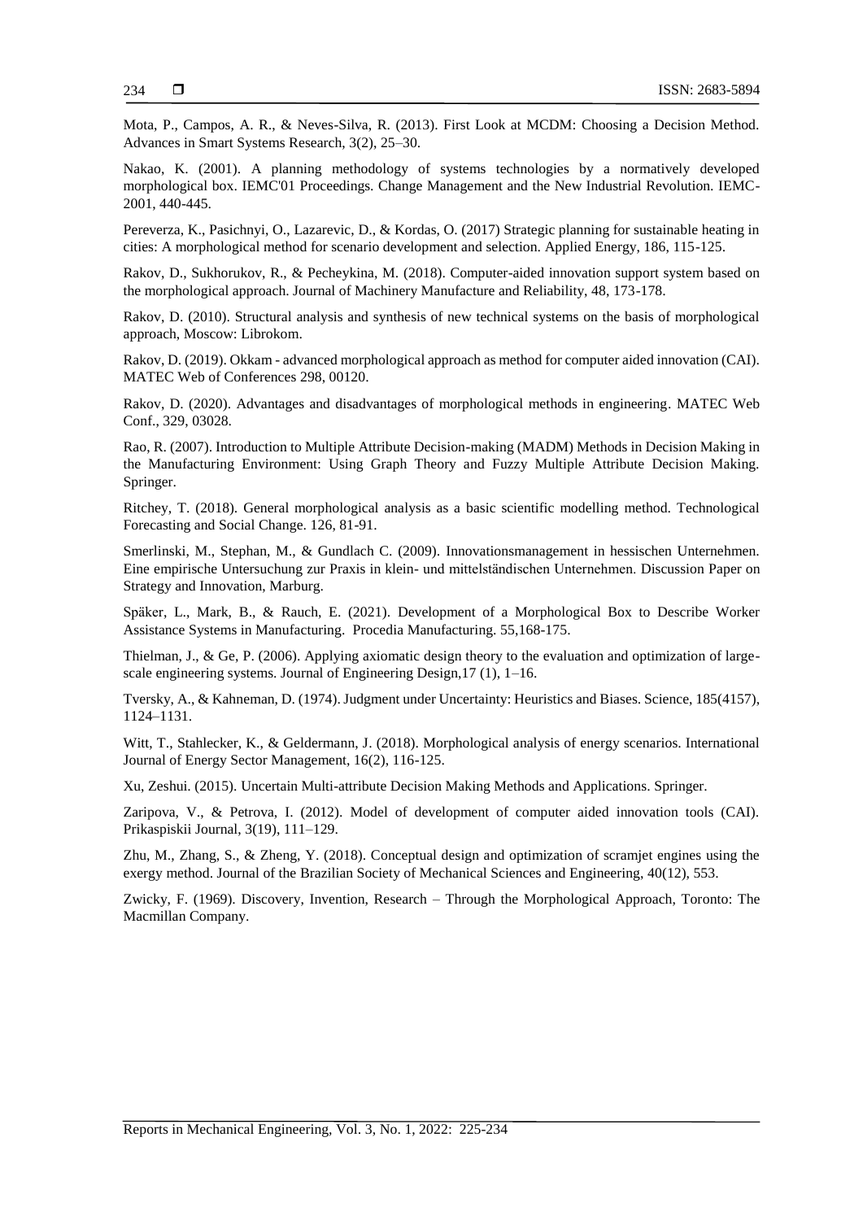Mota, P., Campos, A. R., & Neves-Silva, R. (2013). First Look at MCDM: Choosing a Decision Method. Advances in Smart Systems Research, 3(2), 25–30.

Nakao, K. (2001). A planning methodology of systems technologies by a normatively developed morphological box. IEMC'01 Proceedings. Change Management and the New Industrial Revolution. IEMC-2001, 440-445.

Pereverza, K., Pasichnyi, O., Lazarevic, D., & Kordas, O. (2017) Strategic planning for sustainable heating in cities: A morphological method for scenario development and selection. Applied Energy, 186, 115-125.

Rakov, D., Sukhorukov, R., & Pecheykina, M. (2018). Computer-aided innovation support system based on the morphological approach. Journal of Machinery Manufacture and Reliability, 48, 173-178.

Rakov, D. (2010). Structural analysis and synthesis of new technical systems on the basis of morphological approach, Moscow: Librokom.

Rakov, D. (2019). Okkam - advanced morphological approach as method for computer aided innovation (CAI). MATEC Web of Conferences 298, 00120.

Rakov, D. (2020). Advantages and disadvantages of morphological methods in engineering. MATEC Web Conf., 329, 03028.

Rao, R. (2007). Introduction to Multiple Attribute Decision-making (MADM) Methods in Decision Making in the Manufacturing Environment: Using Graph Theory and Fuzzy Multiple Attribute Decision Making. Springer.

Ritchey, T. (2018). General morphological analysis as a basic scientific modelling method. Technological Forecasting and Social Change. 126, 81-91.

Smerlinski, M., Stephan, M., & Gundlach C. (2009). Innovationsmanagement in hessischen Unternehmen. Eine empirische Untersuchung zur Praxis in klein- und mittelständischen Unternehmen. Discussion Paper on Strategy and Innovation, Marburg.

Späker, L., Mark, B., & Rauch, E. (2021). Development of a Morphological Box to Describe Worker Assistance Systems in Manufacturing. Procedia Manufacturing. 55,168-175.

Thielman, J., & Ge, P. (2006). Applying axiomatic design theory to the evaluation and optimization of large-scale engineering systems. Journal of Engineering Design,17 (1), 1–16.

Tversky, A., & Kahneman, D. (1974). Judgment under Uncertainty: Heuristics and Biases. Science, 185(4157), 1124–1131.

Witt, T., Stahlecker, K., & Geldermann, J. (2018). Morphological analysis of energy scenarios. International Journal of Energy Sector Management, 16(2), 116-125.

Xu, Zeshui. (2015). Uncertain Multi-attribute Decision Making Methods and Applications. Springer.

Zaripova, V., & Petrova, I. (2012). Model of development of computer aided innovation tools (CAI). Prikaspiskii Journal, 3(19), 111–129.

Zhu, M., Zhang, S., & Zheng, Y. (2018). Conceptual design and optimization of scramjet engines using the exergy method. Journal of the Brazilian Society of Mechanical Sciences and Engineering, 40(12), 553.

Zwicky, F. (1969). Discovery, Invention, Research – Through the Morphological Approach, Toronto: The Macmillan Company.